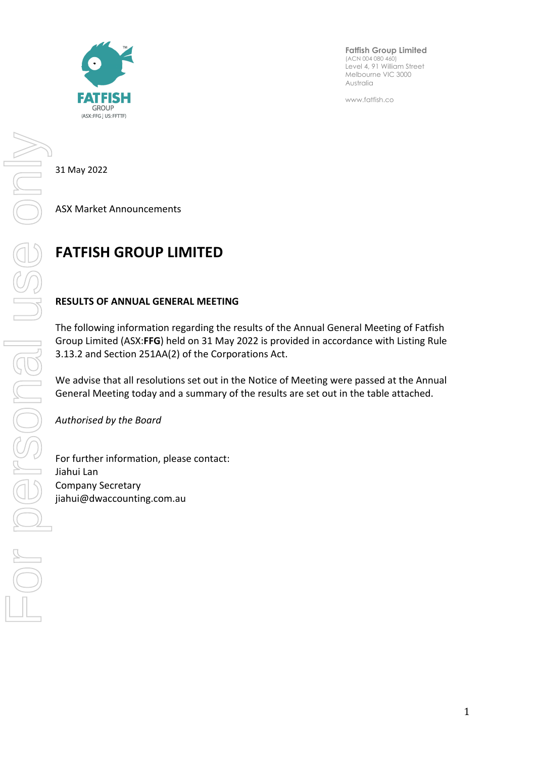Fatfish Group Limited
(ACN 004 080 460)
Level 4, 91 William Street
Melbourne VIC 3000
Australia

www.fatfish.co

31 May 2022

ASX Market Announcements

# FATFISH GROUP LIMITED

## RESULTS OF ANNUAL GENERAL MEETING

The following information regarding the results of the Annual General Meeting of Fatfish Group Limited (ASX:**FFG**) held on 31 May 2022 is provided in accordance with Listing Rule 3.13.2 and Section 251AA(2) of the Corporations Act.

We advise that all resolutions set out in the Notice of Meeting were passed at the Annual General Meeting today and a summary of the results are set out in the table attached.

*Authorised by the Board*

For further information, please contact:
Jiahui Lan
Company Secretary
jiahui@dwaccounting.com.au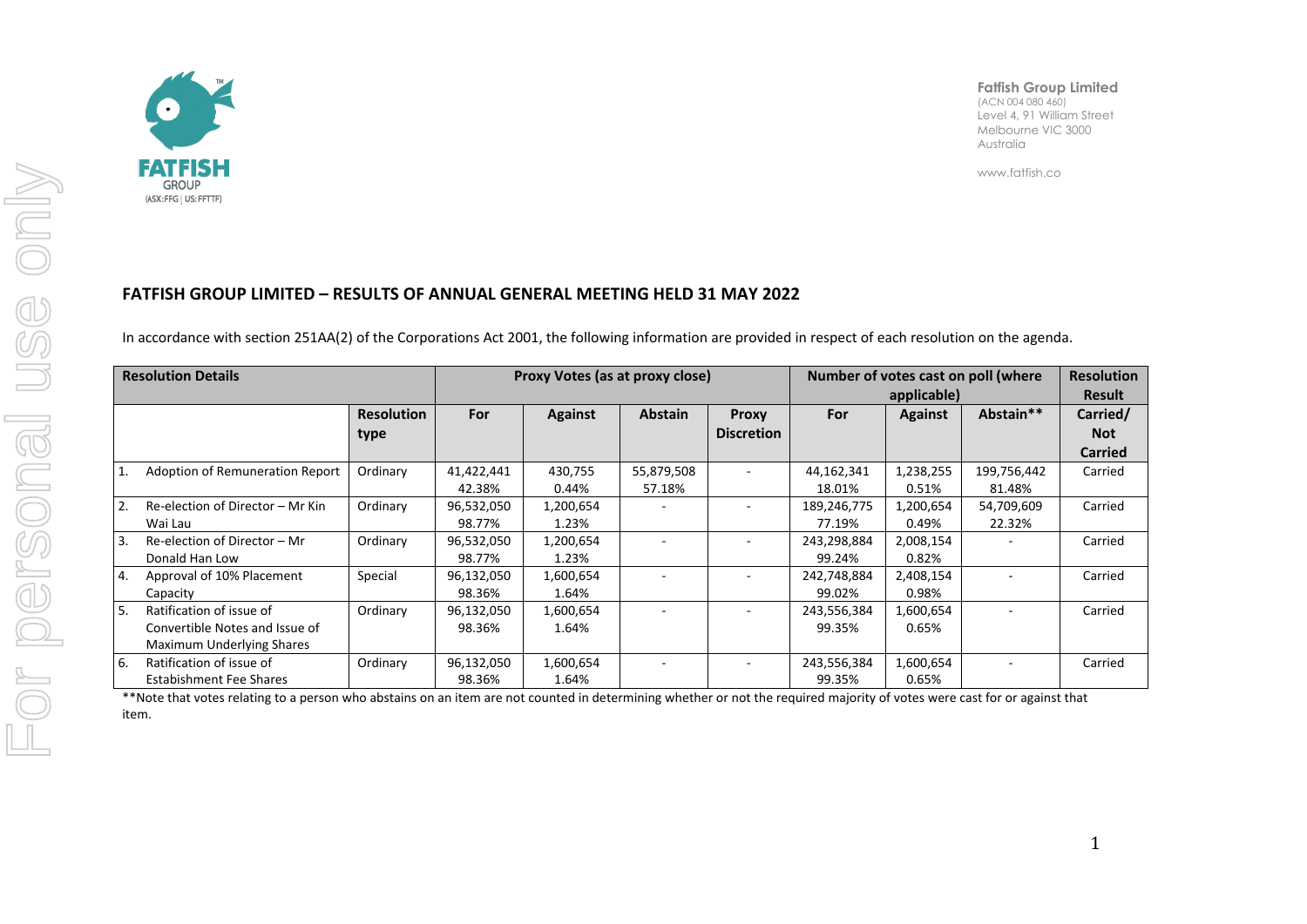**Fatfish Group Limited**
(ACN 004 080 460)
Level 4, 91 William Street
Melbourne VIC 3000
Australia

www.fatfish.co

## FATFISH GROUP LIMITED – RESULTS OF ANNUAL GENERAL MEETING HELD 31 MAY 2022

In accordance with section 251AA(2) of the Corporations Act 2001, the following information are provided in respect of each resolution on the agenda.

| Resolution Details | | Proxy Votes (as at proxy close) | | | | Number of votes cast on poll (where applicable) | | | Resolution Result |
|---|---|---|---|---|---|---|---|---|---|
| | Resolution type | For | Against | Abstain | Proxy Discretion | For | Against | Abstain** | Carried/ Not Carried |
| 1. Adoption of Remuneration Report | Ordinary | 41,422,441 42.38% | 430,755 0.44% | 55,879,508 57.18% | - | 44,162,341 18.01% | 1,238,255 0.51% | 199,756,442 81.48% | Carried |
| 2. Re-election of Director – Mr Kin Wai Lau | Ordinary | 96,532,050 98.77% | 1,200,654 1.23% | - | - | 189,246,775 77.19% | 1,200,654 0.49% | 54,709,609 22.32% | Carried |
| 3. Re-election of Director – Mr Donald Han Low | Ordinary | 96,532,050 98.77% | 1,200,654 1.23% | - | - | 243,298,884 99.24% | 2,008,154 0.82% | - | Carried |
| 4. Approval of 10% Placement Capacity | Special | 96,132,050 98.36% | 1,600,654 1.64% | - | - | 242,748,884 99.02% | 2,408,154 0.98% | - | Carried |
| 5. Ratification of issue of Convertible Notes and Issue of Maximum Underlying Shares | Ordinary | 96,132,050 98.36% | 1,600,654 1.64% | - | - | 243,556,384 99.35% | 1,600,654 0.65% | - | Carried |
| 6. Ratification of issue of Estabishment Fee Shares | Ordinary | 96,132,050 98.36% | 1,600,654 1.64% | - | - | 243,556,384 99.35% | 1,600,654 0.65% | - | Carried |

**Note that votes relating to a person who abstains on an item are not counted in determining whether or not the required majority of votes were cast for or against that item.